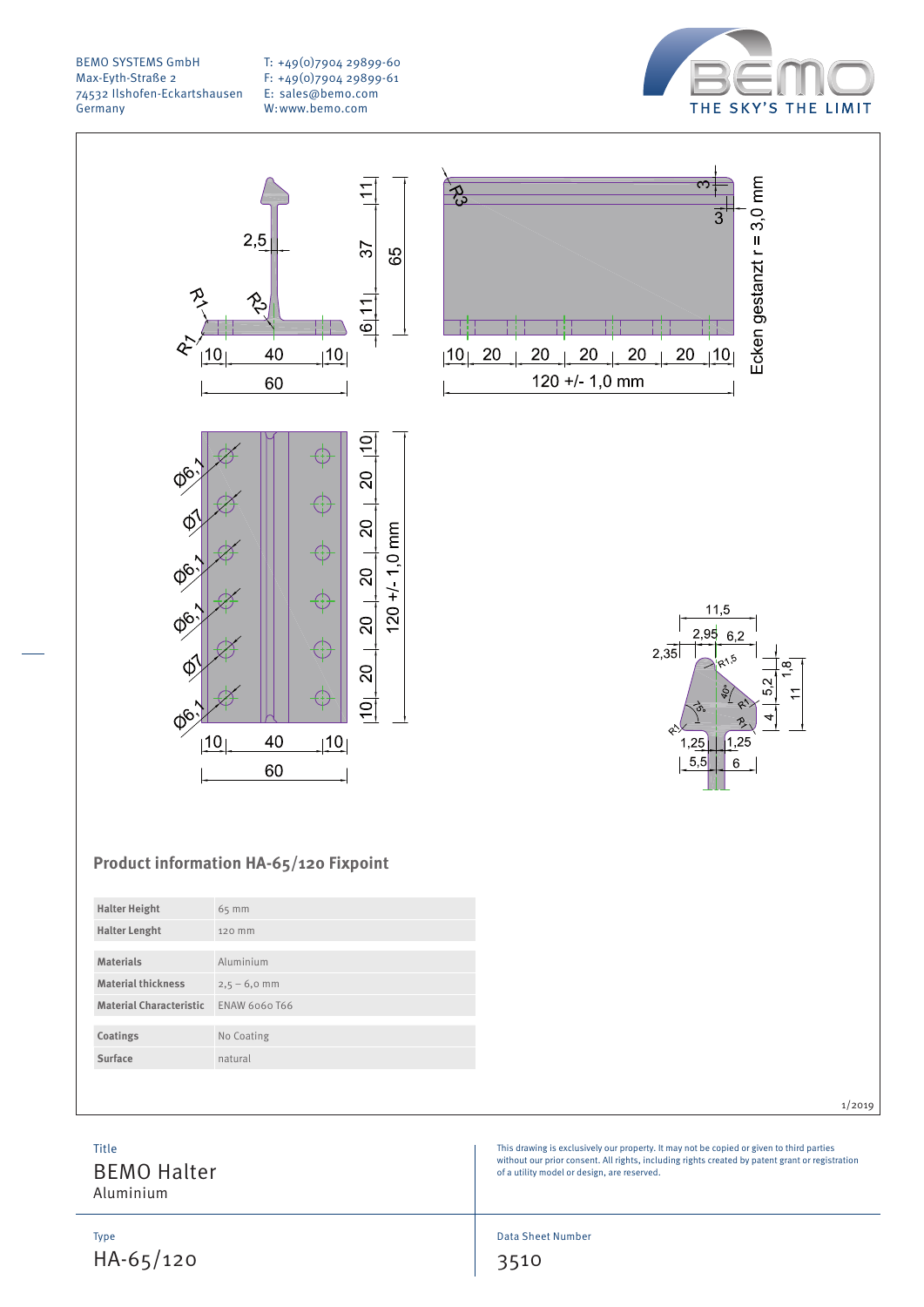BEMO SYSTEMS GmbH
Max-Eyth-Straße 2
74532 Ilshofen-Eckartshausen
Germany

T: +49(0)7904 29899-60
F: +49(0)7904 29899-61
E: sales@bemo.com
W: www.bemo.com

BEMO
THE SKY'S THE LIMIT

## Product information HA-65/120 Fixpoint

| | |
|---|---|
| **Halter Height** | 65 mm |
| **Halter Lenght** | 120 mm |
| **Materials** | Aluminium |
| **Material thickness** | 2,5 – 6,0 mm |
| **Material Characteristic** | ENAW 6060 T66 |
| **Coatings** | No Coating |
| **Surface** | natural |

1/2019

Title
BEMO Halter
Aluminium

This drawing is exclusively our property. It may not be copied or given to third parties without our prior consent. All rights, including rights created by patent grant or registration of a utility model or design, are reserved.

Type
HA-65/120

Data Sheet Number
3510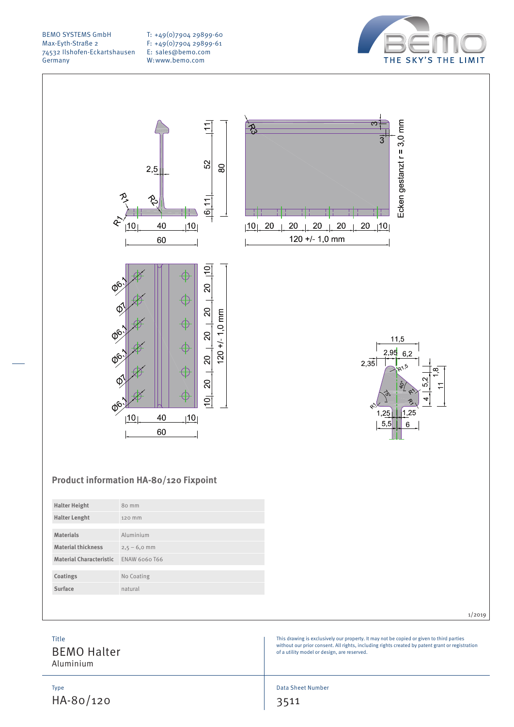BEMO SYSTEMS GmbH
Max-Eyth-Straße 2
74532 Ilshofen-Eckartshausen
Germany

T: +49(0)7904 29899-60
F: +49(0)7904 29899-61
E: sales@bemo.com
W: www.bemo.com

BEMO
THE SKY'S THE LIMIT

## Product information HA-80/120 Fixpoint

| | |
|---|---|
| **Halter Height** | 80 mm |
| **Halter Lenght** | 120 mm |
| **Materials** | Aluminium |
| **Material thickness** | 2,5 – 6,0 mm |
| **Material Characteristic** | ENAW 6060 T66 |
| **Coatings** | No Coating |
| **Surface** | natural |

1/2019

Title
BEMO Halter
Aluminium

This drawing is exclusively our property. It may not be copied or given to third parties without our prior consent. All rights, including rights created by patent grant or registration of a utility model or design, are reserved.

Type
HA-80/120

Data Sheet Number
3511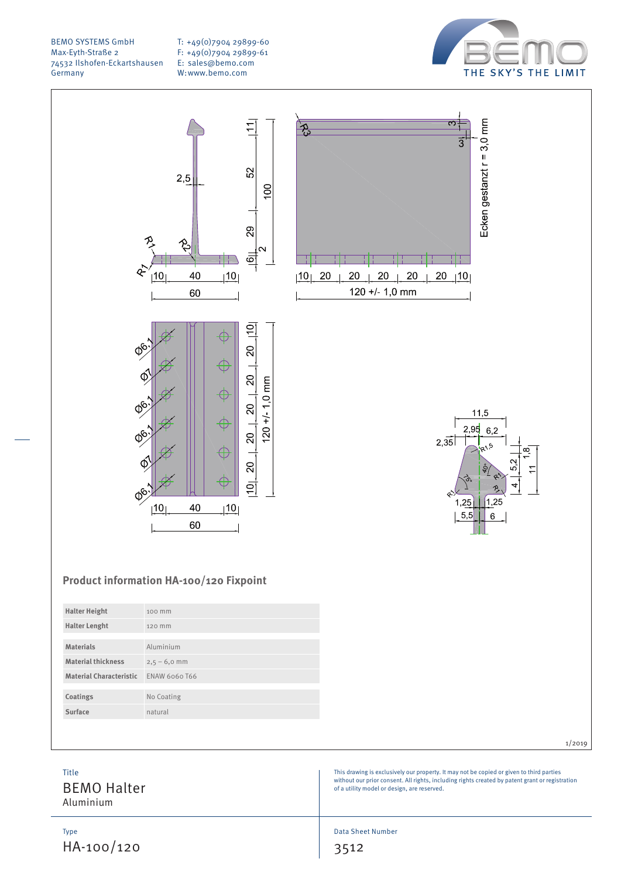BEMO SYSTEMS GmbH
Max-Eyth-Straße 2
74532 Ilshofen-Eckartshausen
Germany

T: +49(0)7904 29899-60
F: +49(0)7904 29899-61
E: sales@bemo.com
W: www.bemo.com

THE SKY'S THE LIMIT

## Product information HA-100/120 Fixpoint

| | |
|---|---|
| **Halter Height** | 100 mm |
| **Halter Lenght** | 120 mm |
| **Materials** | Aluminium |
| **Material thickness** | 2,5 – 6,0 mm |
| **Material Characteristic** | ENAW 6060 T66 |
| **Coatings** | No Coating |
| **Surface** | natural |

1/2019

Title
BEMO Halter
Aluminium

This drawing is exclusively our property. It may not be copied or given to third parties without our prior consent. All rights, including rights created by patent grant or registration of a utility model or design, are reserved.

Type
HA-100/120

Data Sheet Number
3512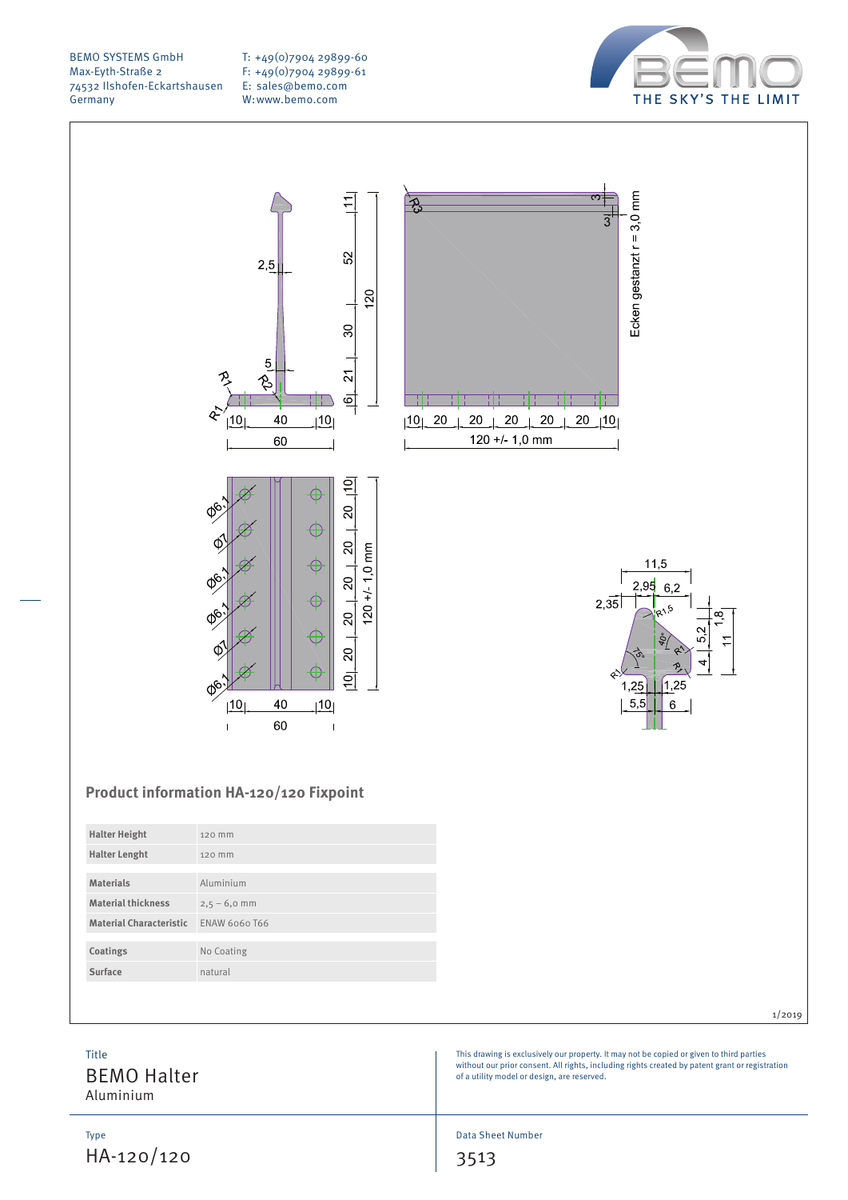BEMO SYSTEMS GmbH
Max-Eyth-Straße 2
74532 Ilshofen-Eckartshausen
Germany

T: +49(0)7904 29899-60
F: +49(0)7904 29899-61
E: sales@bemo.com
W: www.bemo.com

THE SKY'S THE LIMIT

## Product information HA-120/120 Fixpoint

| Halter Height | 120 mm |
|---|---|
| Halter Lenght | 120 mm |
| Materials | Aluminium |
| Material thickness | 2,5 – 6,0 mm |
| Material Characteristic | ENAW 6060 T66 |
| Coatings | No Coating |
| Surface | natural |

1/2019

Title
**BEMO Halter**
Aluminium

This drawing is exclusively our property. It may not be copied or given to third parties without our prior consent. All rights, including rights created by patent grant or registration of a utility model or design, are reserved.

Type
HA-120/120

Data Sheet Number
3513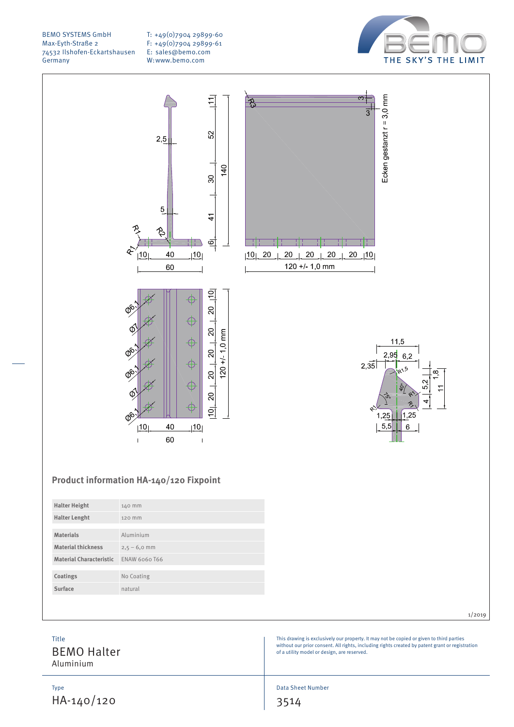BEMO SYSTEMS GmbH
Max-Eyth-Straße 2
74532 Ilshofen-Eckartshausen
Germany

T: +49(0)7904 29899-60
F: +49(0)7904 29899-61
E: sales@bemo.com
W: www.bemo.com

BEMO
THE SKY'S THE LIMIT

Ecken gestanzt r = 3,0 mm

120 +/- 1,0 mm

## Product information HA-140/120 Fixpoint

| Halter Height | 140 mm |
|---|---|
| Halter Lenght | 120 mm |
| Materials | Aluminium |
| Material thickness | 2,5 – 6,0 mm |
| Material Characteristic | ENAW 6060 T66 |
| Coatings | No Coating |
| Surface | natural |

1/2019

Title
BEMO Halter
Aluminium

This drawing is exclusively our property. It may not be copied or given to third parties without our prior consent. All rights, including rights created by patent grant or registration of a utility model or design, are reserved.

Type
HA-140/120

Data Sheet Number
3514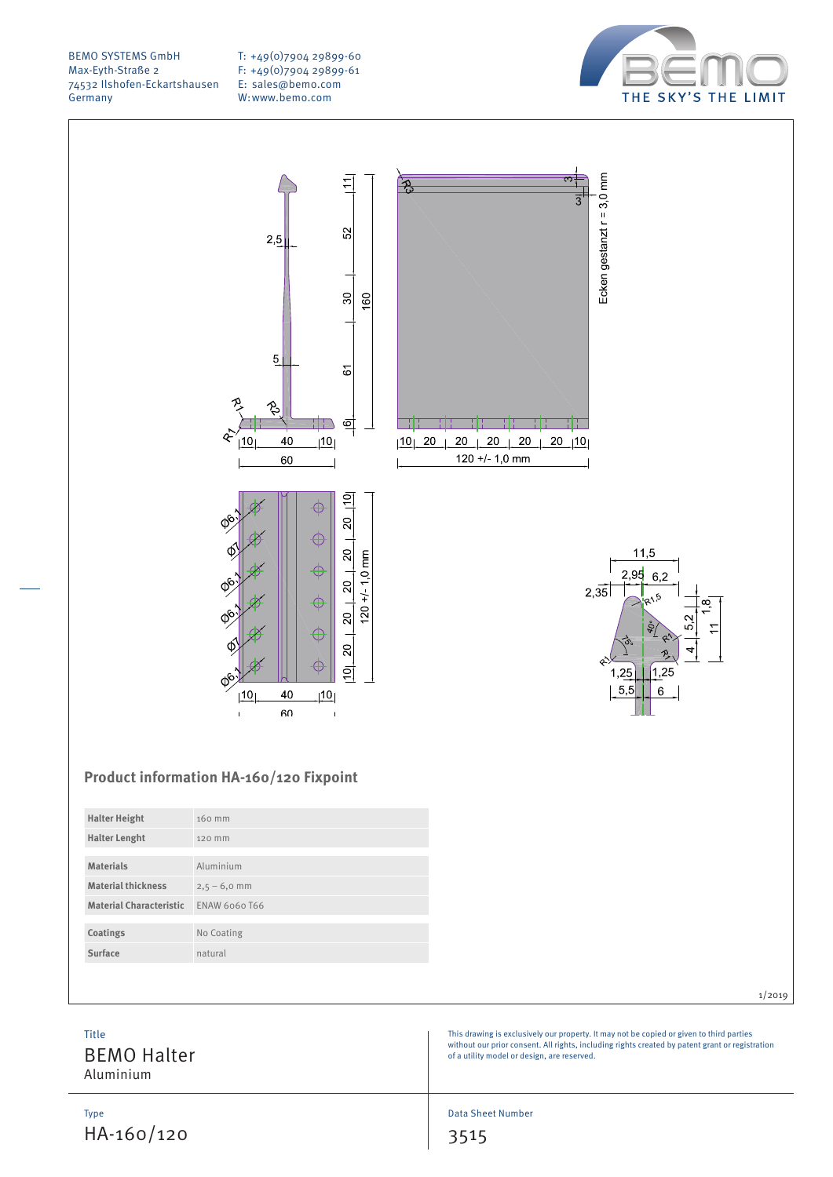BEMO SYSTEMS GmbH
Max-Eyth-Straße 2
74532 Ilshofen-Eckartshausen
Germany

T: +49(0)7904 29899-60
F: +49(0)7904 29899-61
E: sales@bemo.com
W: www.bemo.com

## Product information HA-160/120 Fixpoint

| Halter Height | 160 mm |
|---|---|
| Halter Lenght | 120 mm |
| Materials | Aluminium |
| Material thickness | 2,5 – 6,0 mm |
| Material Characteristic | ENAW 6060 T66 |
| Coatings | No Coating |
| Surface | natural |

1/2019

Title
# BEMO Halter
Aluminium

This drawing is exclusively our property. It may not be copied or given to third parties without our prior consent. All rights, including rights created by patent grant or registration of a utility model or design, are reserved.

Type
HA-160/120

Data Sheet Number
3515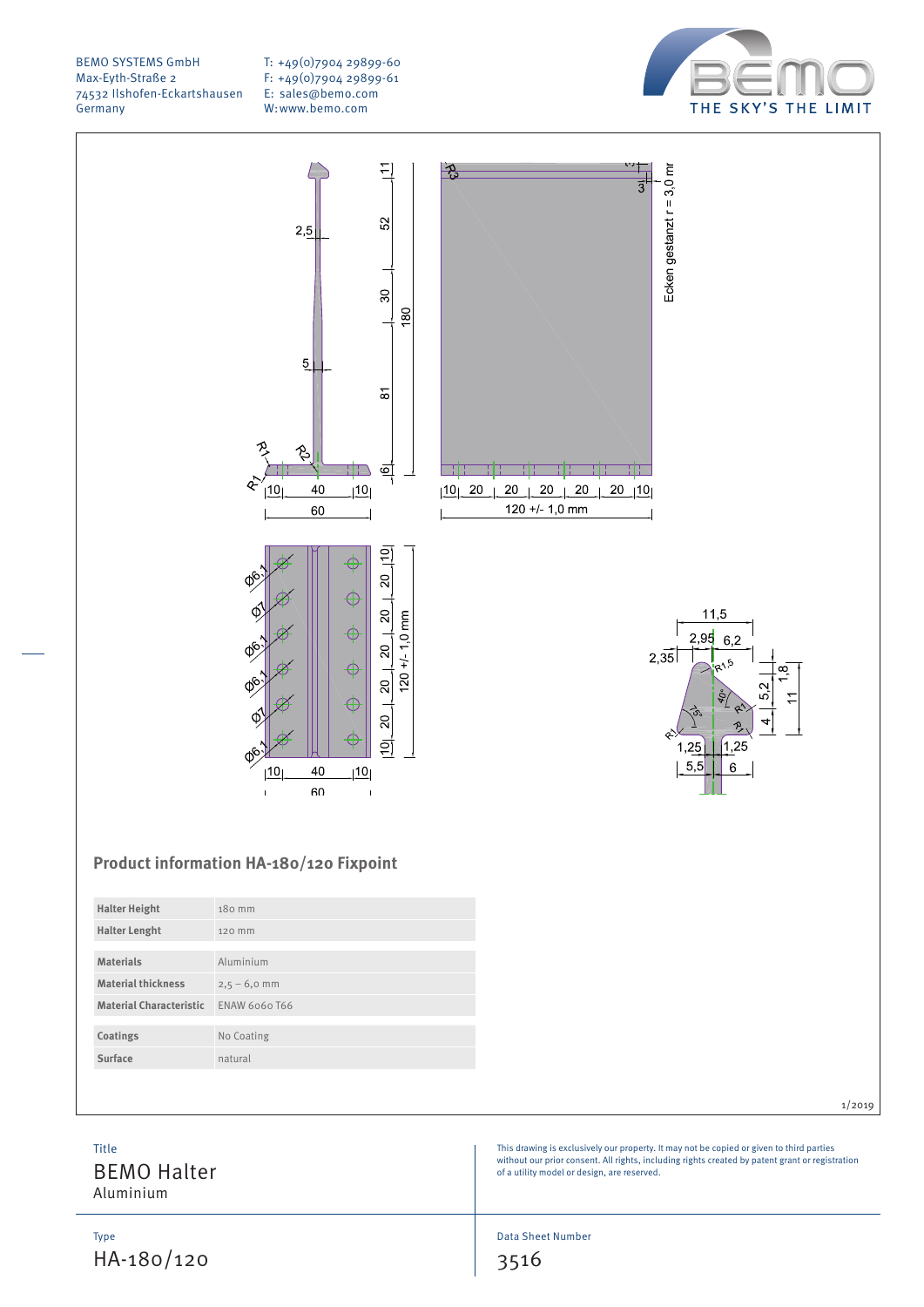BEMO SYSTEMS GmbH
Max-Eyth-Straße 2
74532 Ilshofen-Eckartshausen
Germany

T: +49(0)7904 29899-60
F: +49(0)7904 29899-61
E: sales@bemo.com
W: www.bemo.com

BEMO THE SKY'S THE LIMIT

## Product information HA-180/120 Fixpoint

| | |
|---|---|
| **Halter Height** | 180 mm |
| **Halter Lenght** | 120 mm |
| **Materials** | Aluminium |
| **Material thickness** | 2,5 – 6,0 mm |
| **Material Characteristic** | ENAW 6060 T66 |
| **Coatings** | No Coating |
| **Surface** | natural |

1/2019

Title
BEMO Halter
Aluminium

This drawing is exclusively our property. It may not be copied or given to third parties without our prior consent. All rights, including rights created by patent grant or registration of a utility model or design, are reserved.

Type
HA-180/120

Data Sheet Number
3516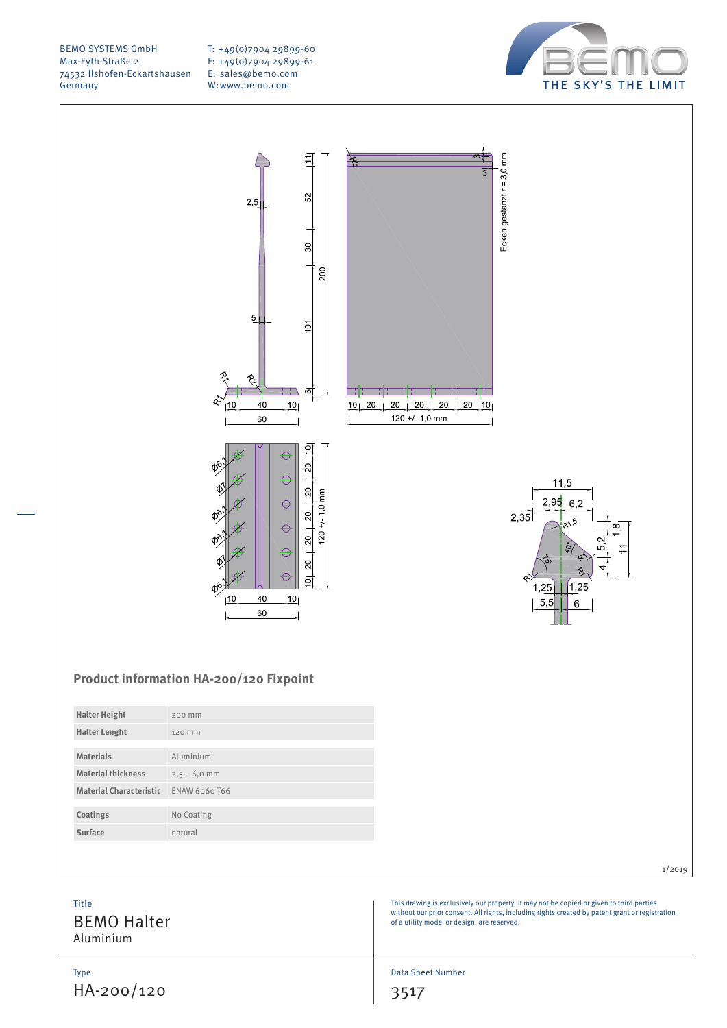BEMO SYSTEMS GmbH
Max-Eyth-Straße 2
74532 Ilshofen-Eckartshausen
Germany

T: +49(0)7904 29899-60
F: +49(0)7904 29899-61
E: sales@bemo.com
W: www.bemo.com

BEMO — THE SKY'S THE LIMIT

## Product information HA-200/120 Fixpoint

| | |
|---|---|
| **Halter Height** | 200 mm |
| **Halter Lenght** | 120 mm |
| **Materials** | Aluminium |
| **Material thickness** | 2,5 – 6,0 mm |
| **Material Characteristic** | ENAW 6060 T66 |
| **Coatings** | No Coating |
| **Surface** | natural |

1/2019

Title
BEMO Halter
Aluminium

This drawing is exclusively our property. It may not be copied or given to third parties without our prior consent. All rights, including rights created by patent grant or registration of a utility model or design, are reserved.

Type
HA-200/120

Data Sheet Number
3517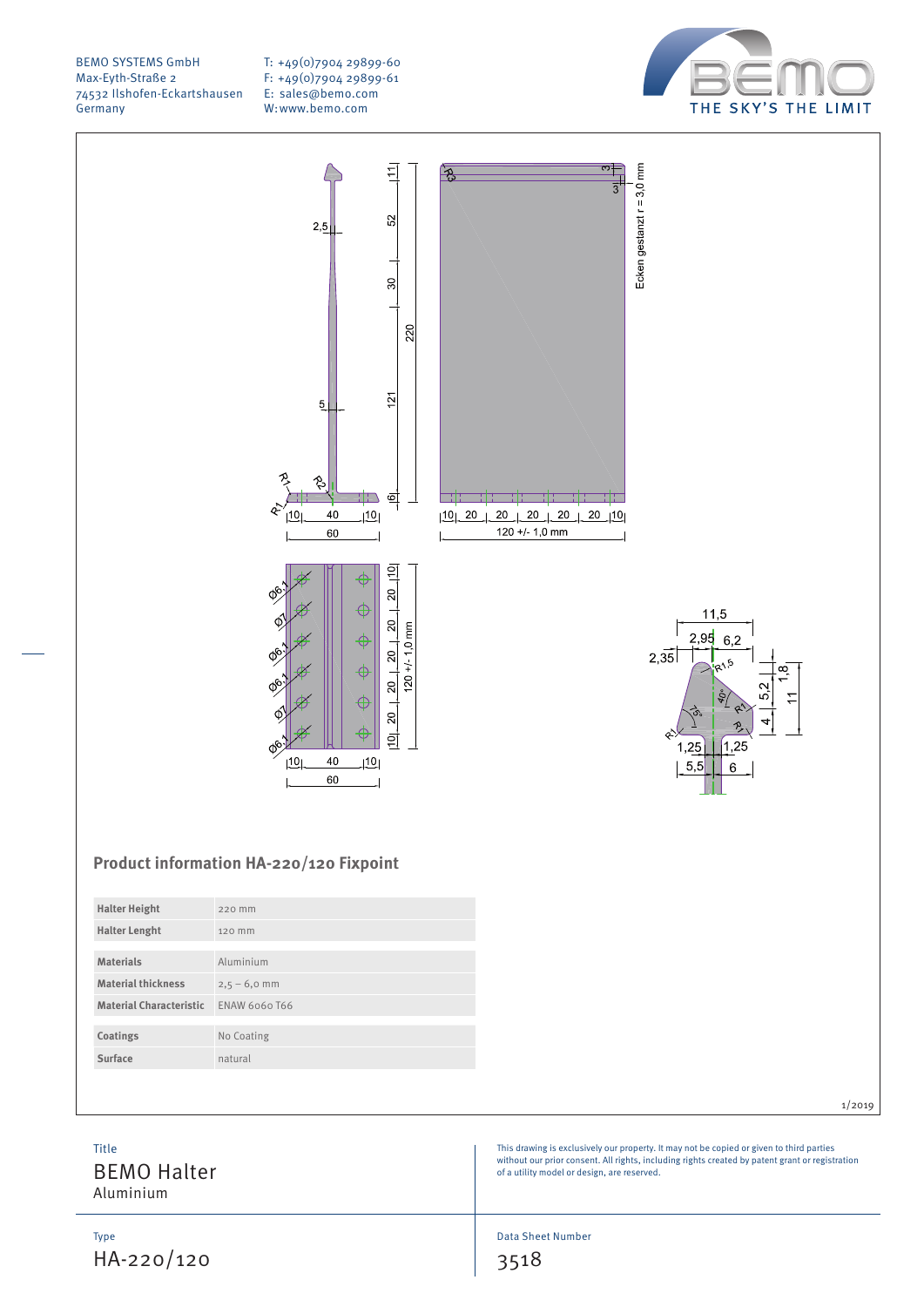BEMO SYSTEMS GmbH
Max-Eyth-Straße 2
74532 Ilshofen-Eckartshausen
Germany

T: +49(0)7904 29899-60
F: +49(0)7904 29899-61
E: sales@bemo.com
W: www.bemo.com

THE SKY'S THE LIMIT

11
52
30
220
121
6
2,5
5
R1
R2
R1
10 40 10
60

R3
3
3
Ecken gestanzt r = 3,0 mm
10 20 20 20 20 20 10
120 +/- 1,0 mm

Ø6,1
Ø7
Ø6,1
Ø6,1
Ø7
Ø6,1
10 20 20 20 20 20 10
120 +/- 1,0 mm
10 40 10
60

11,5
2,95 6,2
2,35
R1,5
40°
75°
R1
R1
R1
1,8
5,2
4
11
1,25 1,25
5,5 6

## Product information HA-220/120 Fixpoint

| | |
|---|---|
| **Halter Height** | 220 mm |
| **Halter Lenght** | 120 mm |
| **Materials** | Aluminium |
| **Material thickness** | 2,5 – 6,0 mm |
| **Material Characteristic** | ENAW 6060 T66 |
| **Coatings** | No Coating |
| **Surface** | natural |

1/2019

Title
BEMO Halter
Aluminium

This drawing is exclusively our property. It may not be copied or given to third parties without our prior consent. All rights, including rights created by patent grant or registration of a utility model or design, are reserved.

Type
HA-220/120

Data Sheet Number
3518